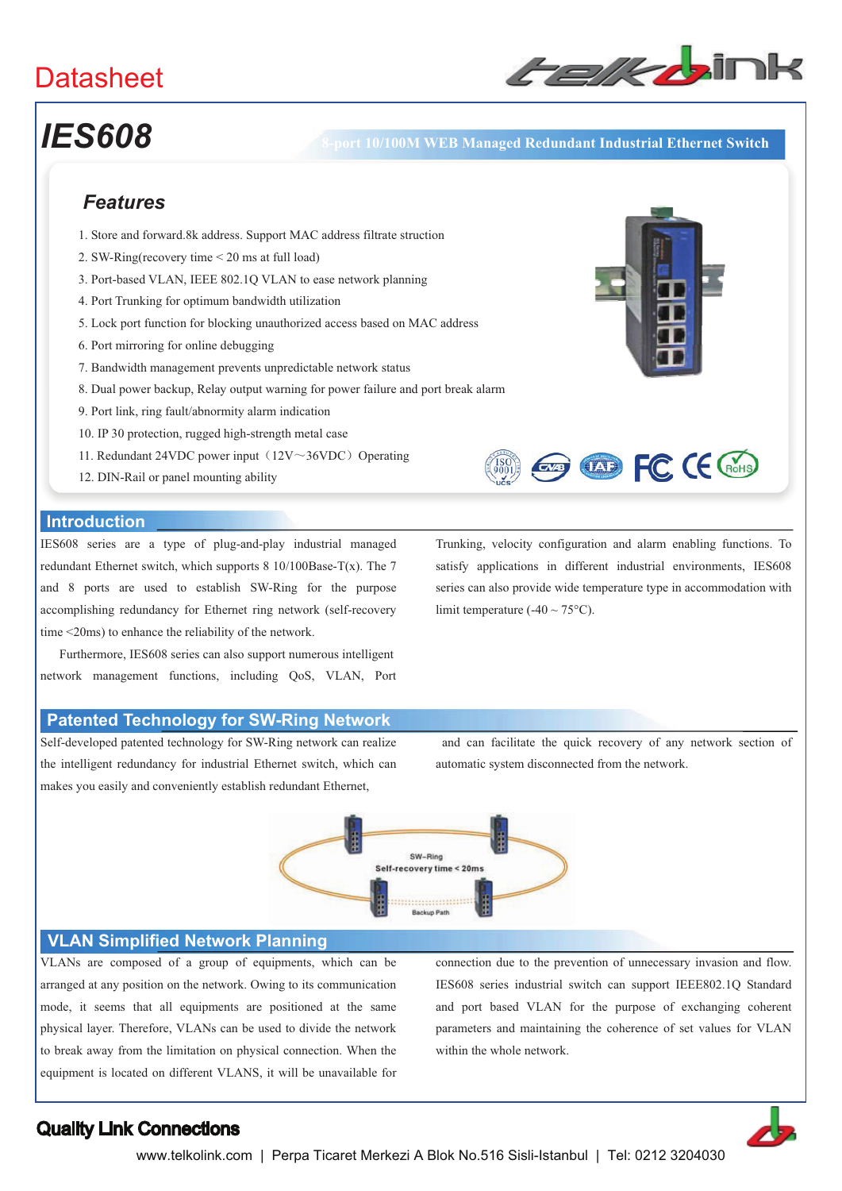# Datasheet

# IES608

8-port 10/100M WEB Managed Redundant Industrial Ethernet Switch

## Features

1. Store and forward.8k address. Support MAC address filtrate struction
2. SW-Ring(recovery time < 20 ms at full load)
3. Port-based VLAN, IEEE 802.1Q VLAN to ease network planning
4. Port Trunking for optimum bandwidth utilization
5. Lock port function for blocking unauthorized access based on MAC address
6. Port mirroring for online debugging
7. Bandwidth management prevents unpredictable network status
8. Dual power backup, Relay output warning for power failure and port break alarm
9. Port link, ring fault/abnormity alarm indication
10. IP 30 protection, rugged high-strength metal case
11. Redundant 24VDC power input（12V～36VDC）Operating
12. DIN-Rail or panel mounting ability

## Introduction

IES608 series are a type of plug-and-play industrial managed redundant Ethernet switch, which supports 8 10/100Base-T(x). The 7 and 8 ports are used to establish SW-Ring for the purpose accomplishing redundancy for Ethernet ring network (self-recovery time <20ms) to enhance the reliability of the network.

Furthermore, IES608 series can also support numerous intelligent network management functions, including QoS, VLAN, Port Trunking, velocity configuration and alarm enabling functions. To satisfy applications in different industrial environments, IES608 series can also provide wide temperature type in accommodation with limit temperature (-40 ~ 75°C).

## Patented Technology for SW-Ring Network

Self-developed patented technology for SW-Ring network can realize the intelligent redundancy for industrial Ethernet switch, which can makes you easily and conveniently establish redundant Ethernet, and can facilitate the quick recovery of any network section of automatic system disconnected from the network.

SW-Ring
Self-recovery time < 20ms
Backup Path

## VLAN Simplified Network Planning

VLANs are composed of a group of equipments, which can be arranged at any position on the network. Owing to its communication mode, it seems that all equipments are positioned at the same physical layer. Therefore, VLANs can be used to divide the network to break away from the limitation on physical connection. When the equipment is located on different VLANS, it will be unavailable for connection due to the prevention of unnecessary invasion and flow. IES608 series industrial switch can support IEEE802.1Q Standard and port based VLAN for the purpose of exchanging coherent parameters and maintaining the coherence of set values for VLAN within the whole network.

**Quality Link Connections**

www.telkolink.com | Perpa Ticaret Merkezi A Blok No.516 Sisli-Istanbul | Tel: 0212 3204030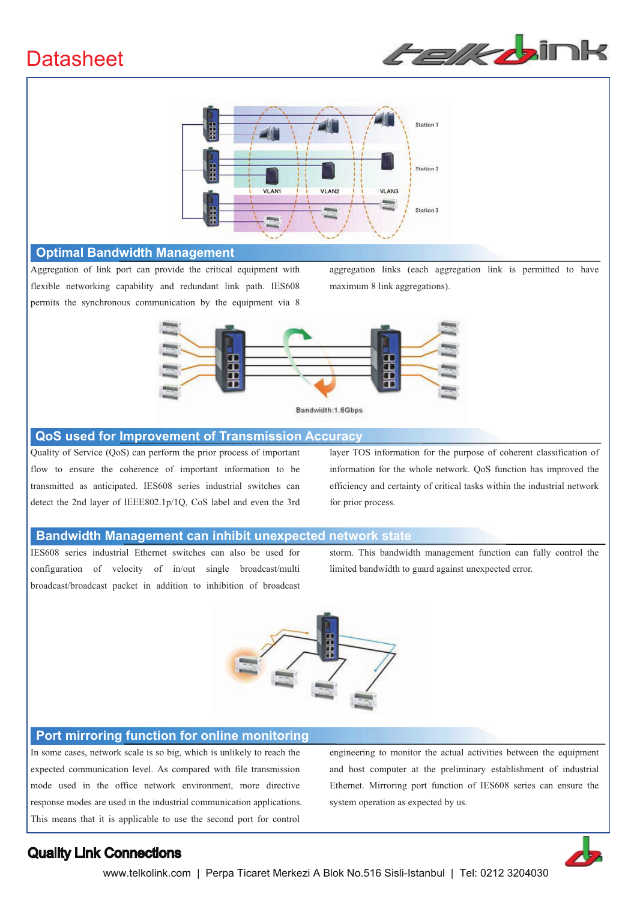## Optimal Bandwidth Management

Aggregation of link port can provide the critical equipment with flexible networking capability and redundant link path. IES608 permits the synchronous communication by the equipment via 8 aggregation links (each aggregation link is permitted to have maximum 8 link aggregations).

## QoS used for Improvement of Transmission Accuracy

Quality of Service (QoS) can perform the prior process of important flow to ensure the coherence of important information to be transmitted as anticipated. IES608 series industrial switches can detect the 2nd layer of IEEE802.1p/1Q, CoS label and even the 3rd layer TOS information for the purpose of coherent classification of information for the whole network. QoS function has improved the efficiency and certainty of critical tasks within the industrial network for prior process.

## Bandwidth Management can inhibit unexpected network state

IES608 series industrial Ethernet switches can also be used for configuration of velocity of in/out single broadcast/multi broadcast/broadcast packet in addition to inhibition of broadcast storm. This bandwidth management function can fully control the limited bandwidth to guard against unexpected error.

## Port mirroring function for online monitoring

In some cases, network scale is so big, which is unlikely to reach the expected communication level. As compared with file transmission mode used in the office network environment, more directive response modes are used in the industrial communication applications. This means that it is applicable to use the second port for control engineering to monitor the actual activities between the equipment and host computer at the preliminary establishment of industrial Ethernet. Mirroring port function of IES608 series can ensure the system operation as expected by us.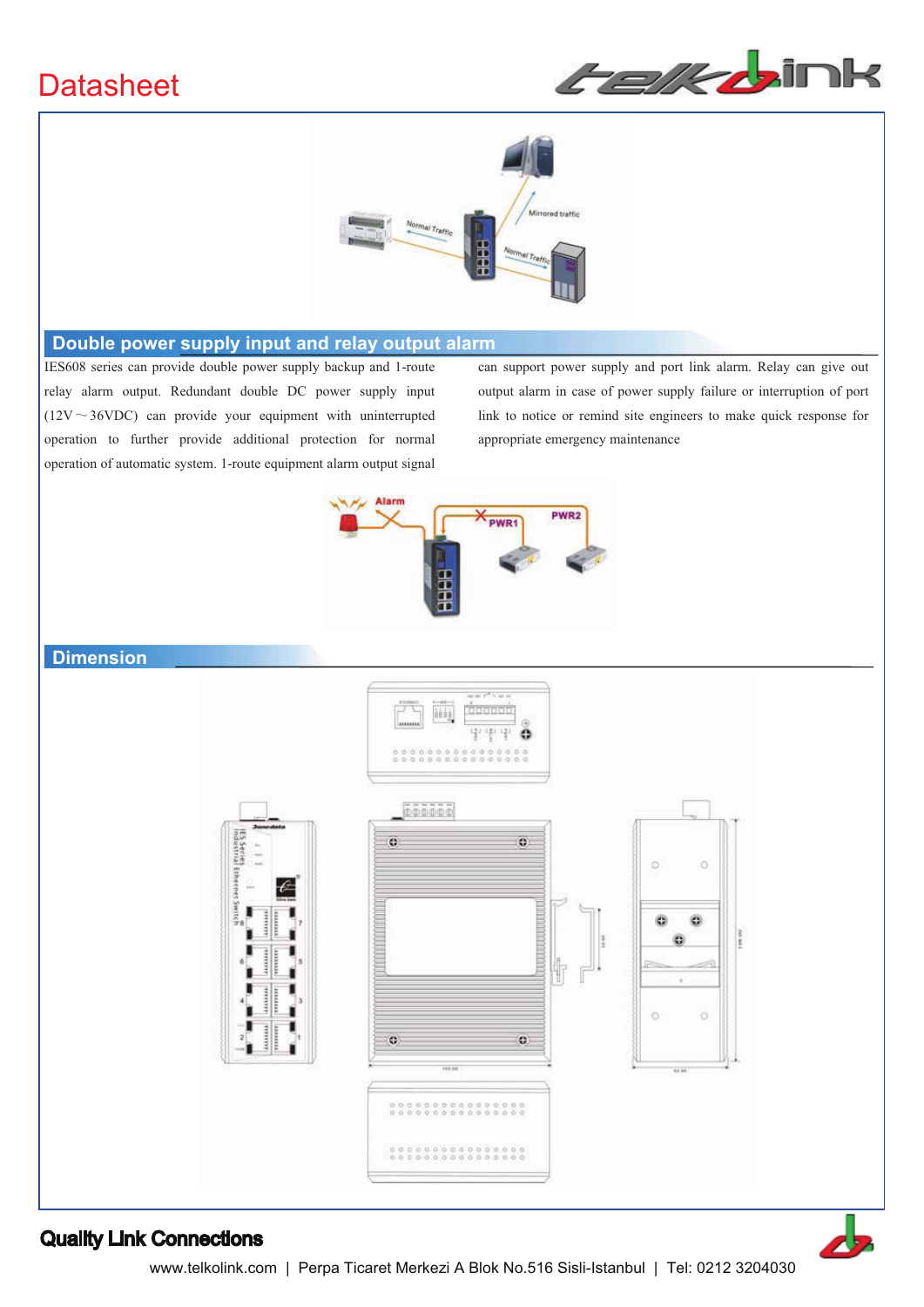## Double power supply input and relay output alarm

IES608 series can provide double power supply backup and 1-route relay alarm output. Redundant double DC power supply input (12V～36VDC) can provide your equipment with uninterrupted operation to further provide additional protection for normal operation of automatic system. 1-route equipment alarm output signal can support power supply and port link alarm. Relay can give out output alarm in case of power supply failure or interruption of port link to notice or remind site engineers to make quick response for appropriate emergency maintenance

## Dimension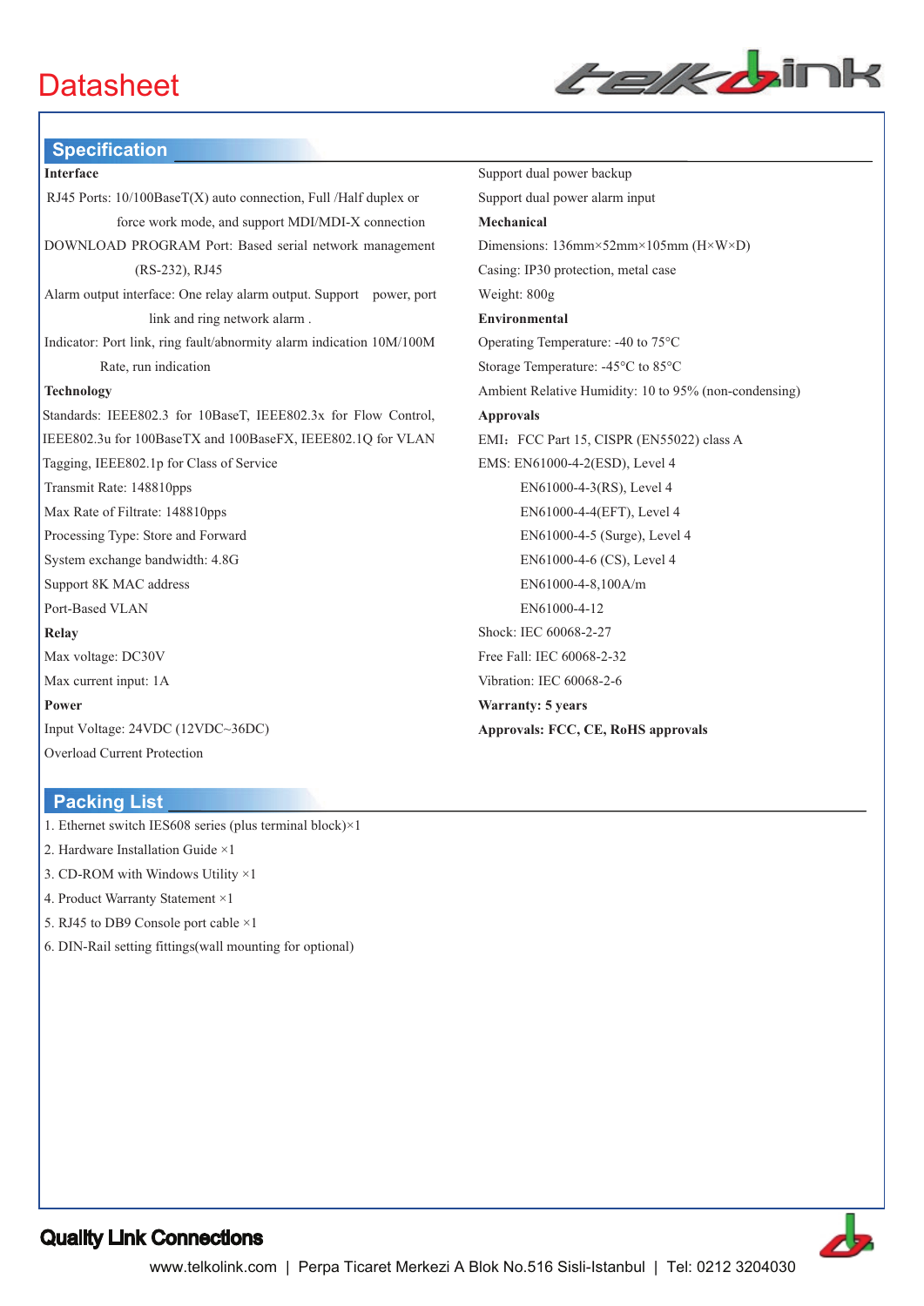# Datasheet

## Specification

**Interface**

RJ45 Ports: 10/100BaseT(X) auto connection, Full /Half duplex or force work mode, and support MDI/MDI-X connection

DOWNLOAD PROGRAM Port: Based serial network management (RS-232), RJ45

Alarm output interface: One relay alarm output. Support power, port link and ring network alarm .

Indicator: Port link, ring fault/abnormity alarm indication 10M/100M Rate, run indication

**Technology**

Standards: IEEE802.3 for 10BaseT, IEEE802.3x for Flow Control, IEEE802.3u for 100BaseTX and 100BaseFX, IEEE802.1Q for VLAN Tagging, IEEE802.1p for Class of Service

Transmit Rate: 148810pps

Max Rate of Filtrate: 148810pps

Processing Type: Store and Forward

System exchange bandwidth: 4.8G

Support 8K MAC address

Port-Based VLAN

**Relay**

Max voltage: DC30V

Max current input: 1A

**Power**

Input Voltage: 24VDC (12VDC~36DC)

Overload Current Protection

Support dual power backup

Support dual power alarm input

**Mechanical**

Dimensions: 136mm×52mm×105mm (H×W×D)

Casing: IP30 protection, metal case

Weight: 800g

**Environmental**

Operating Temperature: -40 to 75°C

Storage Temperature: -45°C to 85°C

Ambient Relative Humidity: 10 to 95% (non-condensing)

**Approvals**

EMI：FCC Part 15, CISPR (EN55022) class A

EMS: EN61000-4-2(ESD), Level 4

EN61000-4-3(RS), Level 4

EN61000-4-4(EFT), Level 4

EN61000-4-5 (Surge), Level 4

EN61000-4-6 (CS), Level 4

EN61000-4-8,100A/m

EN61000-4-12

Shock: IEC 60068-2-27

Free Fall: IEC 60068-2-32

Vibration: IEC 60068-2-6

**Warranty: 5 years**

**Approvals: FCC, CE, RoHS approvals**

## Packing List

1. Ethernet switch IES608 series (plus terminal block)×1
2. Hardware Installation Guide ×1
3. CD-ROM with Windows Utility ×1
4. Product Warranty Statement ×1
5. RJ45 to DB9 Console port cable ×1
6. DIN-Rail setting fittings(wall mounting for optional)

**Quality Link Connections**

www.telkolink.com | Perpa Ticaret Merkezi A Blok No.516 Sisli-Istanbul | Tel: 0212 3204030